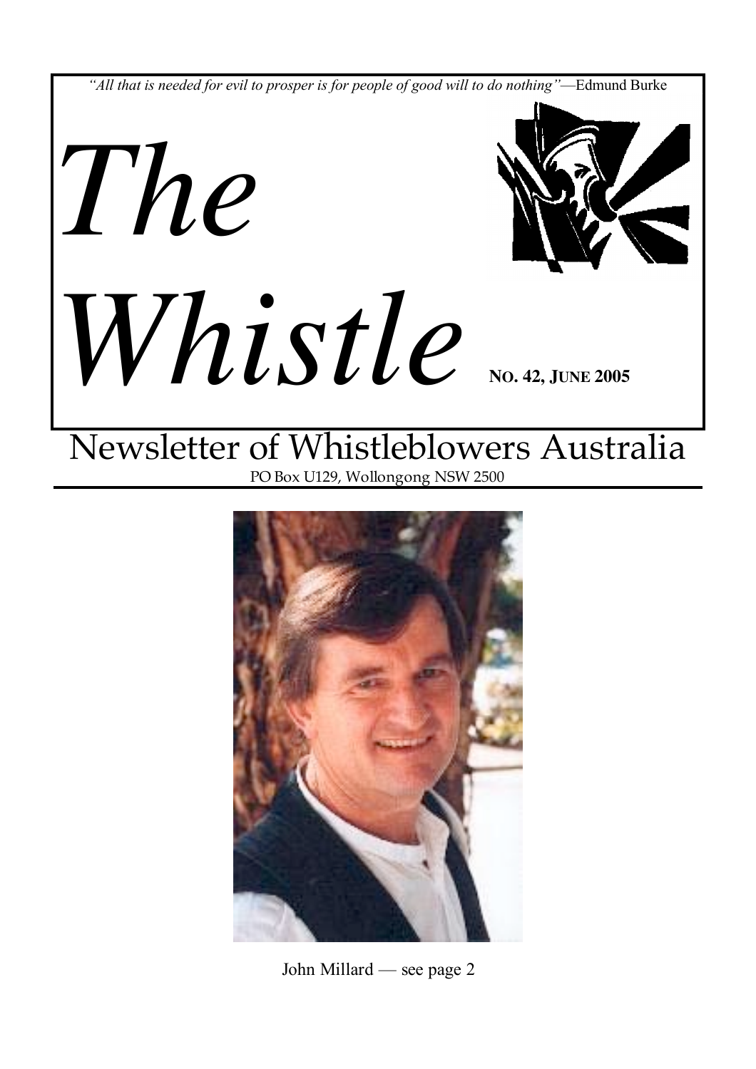*"All that is needed for evil to prosper is for people of good will to do nothing"*—Edmund Burke

# *The Whistle*

**No. 42, June 2005**

## Newsletter of Whistleblowers Australia

PO Box U129, Wollongong NSW 2500

John Millard — see page 2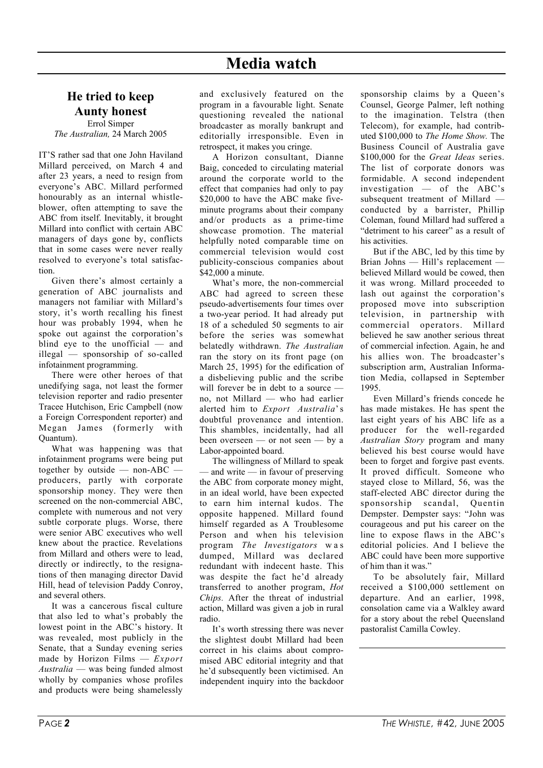# Media watch

## He tried to keep Aunty honest

Errol Simper
*The Australian,* 24 March 2005

IT'S rather sad that one John Haviland Millard perceived, on March 4 and after 23 years, a need to resign from everyone's ABC. Millard performed honourably as an internal whistle-blower, often attempting to save the ABC from itself. Inevitably, it brought Millard into conflict with certain ABC managers of days gone by, conflicts that in some cases were never really resolved to everyone's total satisfaction.

Given there's almost certainly a generation of ABC journalists and managers not familiar with Millard's story, it's worth recalling his finest hour was probably 1994, when he spoke out against the corporation's blind eye to the unofficial — and illegal — sponsorship of so-called infotainment programming.

There were other heroes of that unedifying saga, not least the former television reporter and radio presenter Tracee Hutchison, Eric Campbell (now a Foreign Correspondent reporter) and Megan James (formerly with Quantum).

What was happening was that infotainment programs were being put together by outside — non-ABC — producers, partly with corporate sponsorship money. They were then screened on the non-commercial ABC, complete with numerous and not very subtle corporate plugs. Worse, there were senior ABC executives who well knew about the practice. Revelations from Millard and others were to lead, directly or indirectly, to the resignations of then managing director David Hill, head of television Paddy Conroy, and several others.

It was a cancerous fiscal culture that also led to what's probably the lowest point in the ABC's history. It was revealed, most publicly in the Senate, that a Sunday evening series made by Horizon Films — *Export Australia* — was being funded almost wholly by companies whose profiles and products were being shamelessly and exclusively featured on the program in a favourable light. Senate questioning revealed the national broadcaster as morally bankrupt and editorially irresponsible. Even in retrospect, it makes you cringe.

A Horizon consultant, Dianne Baig, conceded to circulating material around the corporate world to the effect that companies had only to pay \$20,000 to have the ABC make five-minute programs about their company and/or products as a prime-time showcase promotion. The material helpfully noted comparable time on commercial television would cost publicity-conscious companies about \$42,000 a minute.

What's more, the non-commercial ABC had agreed to screen these pseudo-advertisements four times over a two-year period. It had already put 18 of a scheduled 50 segments to air before the series was somewhat belatedly withdrawn. *The Australian* ran the story on its front page (on March 25, 1995) for the edification of a disbelieving public and the scribe will forever be in debt to a source — no, not Millard — who had earlier alerted him to *Export Australia*'s doubtful provenance and intention. This shambles, incidentally, had all been overseen — or not seen — by a Labor-appointed board.

The willingness of Millard to speak — and write — in favour of preserving the ABC from corporate money might, in an ideal world, have been expected to earn him internal kudos. The opposite happened. Millard found himself regarded as A Troublesome Person and when his television program *The Investigators* was dumped, Millard was declared redundant with indecent haste. This was despite the fact he'd already transferred to another program, *Hot Chips.* After the threat of industrial action, Millard was given a job in rural radio.

It's worth stressing there was never the slightest doubt Millard had been correct in his claims about compromised ABC editorial integrity and that he'd subsequently been victimised. An independent inquiry into the backdoor sponsorship claims by a Queen's Counsel, George Palmer, left nothing to the imagination. Telstra (then Telecom), for example, had contributed \$100,000 to *The Home Show.* The Business Council of Australia gave \$100,000 for the *Great Ideas* series. The list of corporate donors was formidable. A second independent investigation — of the ABC's subsequent treatment of Millard — conducted by a barrister, Phillip Coleman, found Millard had suffered a "detriment to his career" as a result of his activities.

But if the ABC, led by this time by Brian Johns — Hill's replacement — believed Millard would be cowed, then it was wrong. Millard proceeded to lash out against the corporation's proposed move into subscription television, in partnership with commercial operators. Millard believed he saw another serious threat of commercial infection. Again, he and his allies won. The broadcaster's subscription arm, Australian Information Media, collapsed in September 1995.

Even Millard's friends concede he has made mistakes. He has spent the last eight years of his ABC life as a producer for the well-regarded *Australian Story* program and many believed his best course would have been to forget and forgive past events. It proved difficult. Someone who stayed close to Millard, 56, was the staff-elected ABC director during the sponsorship scandal, Quentin Dempster. Dempster says: "John was courageous and put his career on the line to expose flaws in the ABC's editorial policies. And I believe the ABC could have been more supportive of him than it was."

To be absolutely fair, Millard received a \$100,000 settlement on departure. And an earlier, 1998, consolation came via a Walkley award for a story about the rebel Queensland pastoralist Camilla Cowley.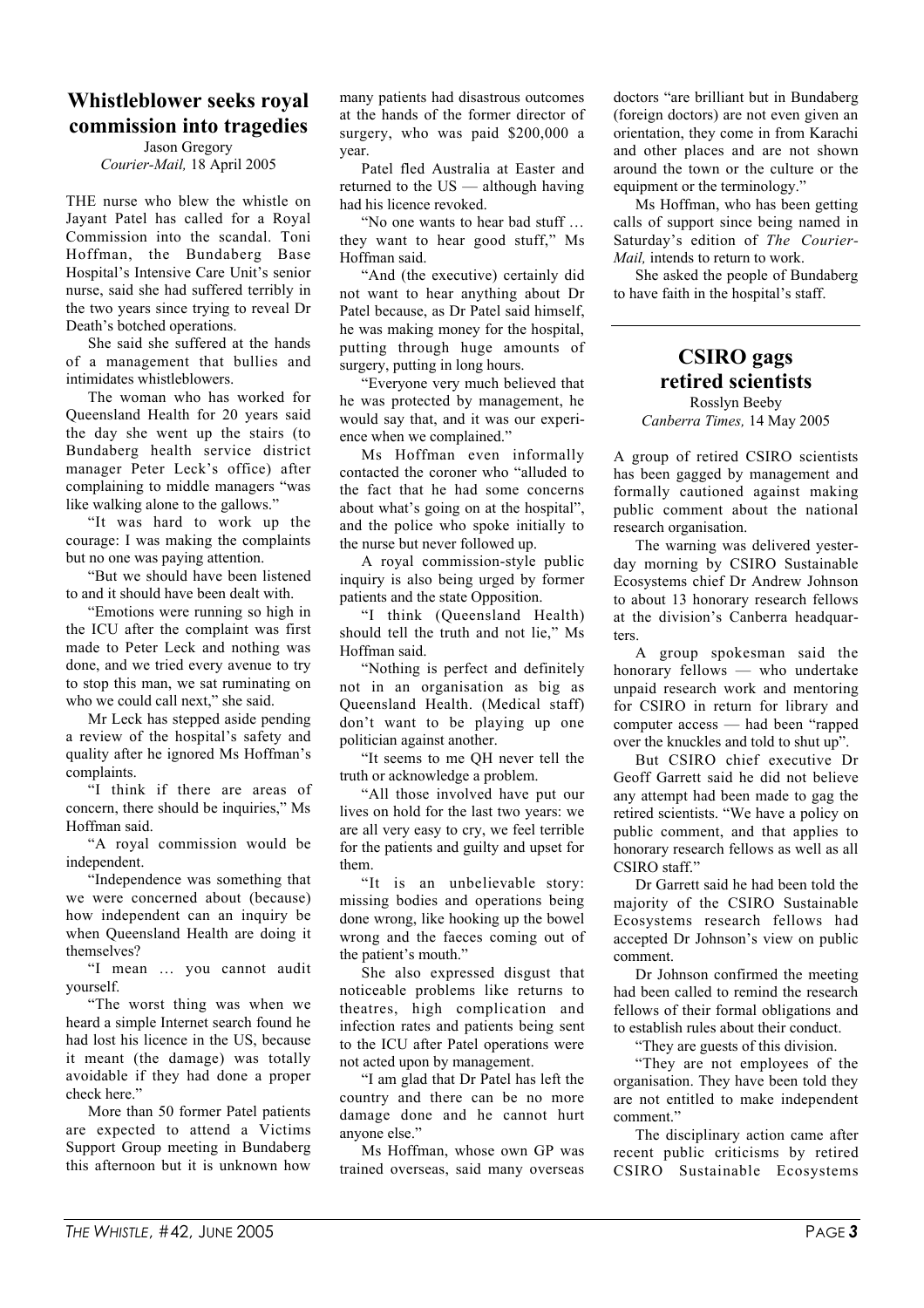## Whistleblower seeks royal commission into tragedies

Jason Gregory
*Courier-Mail,* 18 April 2005

THE nurse who blew the whistle on Jayant Patel has called for a Royal Commission into the scandal. Toni Hoffman, the Bundaberg Base Hospital's Intensive Care Unit's senior nurse, said she had suffered terribly in the two years since trying to reveal Dr Death's botched operations.

She said she suffered at the hands of a management that bullies and intimidates whistleblowers.

The woman who has worked for Queensland Health for 20 years said the day she went up the stairs (to Bundaberg health service district manager Peter Leck's office) after complaining to middle managers "was like walking alone to the gallows."

"It was hard to work up the courage: I was making the complaints but no one was paying attention.

"But we should have been listened to and it should have been dealt with.

"Emotions were running so high in the ICU after the complaint was first made to Peter Leck and nothing was done, and we tried every avenue to try to stop this man, we sat ruminating on who we could call next," she said.

Mr Leck has stepped aside pending a review of the hospital's safety and quality after he ignored Ms Hoffman's complaints.

"I think if there are areas of concern, there should be inquiries," Ms Hoffman said.

"A royal commission would be independent.

"Independence was something that we were concerned about (because) how independent can an inquiry be when Queensland Health are doing it themselves?

"I mean … you cannot audit yourself.

"The worst thing was when we heard a simple Internet search found he had lost his licence in the US, because it meant (the damage) was totally avoidable if they had done a proper check here."

More than 50 former Patel patients are expected to attend a Victims Support Group meeting in Bundaberg this afternoon but it is unknown how many patients had disastrous outcomes at the hands of the former director of surgery, who was paid $200,000 a year.

Patel fled Australia at Easter and returned to the US — although having had his licence revoked.

"No one wants to hear bad stuff … they want to hear good stuff," Ms Hoffman said.

"And (the executive) certainly did not want to hear anything about Dr Patel because, as Dr Patel said himself, he was making money for the hospital, putting through huge amounts of surgery, putting in long hours.

"Everyone very much believed that he was protected by management, he would say that, and it was our experience when we complained."

Ms Hoffman even informally contacted the coroner who "alluded to the fact that he had some concerns about what's going on at the hospital", and the police who spoke initially to the nurse but never followed up.

A royal commission-style public inquiry is also being urged by former patients and the state Opposition.

"I think (Queensland Health) should tell the truth and not lie," Ms Hoffman said.

"Nothing is perfect and definitely not in an organisation as big as Queensland Health. (Medical staff) don't want to be playing up one politician against another.

"It seems to me QH never tell the truth or acknowledge a problem.

"All those involved have put our lives on hold for the last two years: we are all very easy to cry, we feel terrible for the patients and guilty and upset for them.

"It is an unbelievable story: missing bodies and operations being done wrong, like hooking up the bowel wrong and the faeces coming out of the patient's mouth."

She also expressed disgust that noticeable problems like returns to theatres, high complication and infection rates and patients being sent to the ICU after Patel operations were not acted upon by management.

"I am glad that Dr Patel has left the country and there can be no more damage done and he cannot hurt anyone else."

Ms Hoffman, whose own GP was trained overseas, said many overseas doctors "are brilliant but in Bundaberg (foreign doctors) are not even given an orientation, they come in from Karachi and other places and are not shown around the town or the culture or the equipment or the terminology."

Ms Hoffman, who has been getting calls of support since being named in Saturday's edition of *The Courier-Mail,* intends to return to work.

She asked the people of Bundaberg to have faith in the hospital's staff.

## CSIRO gags retired scientists

Rosslyn Beeby
*Canberra Times,* 14 May 2005

A group of retired CSIRO scientists has been gagged by management and formally cautioned against making public comment about the national research organisation.

The warning was delivered yesterday morning by CSIRO Sustainable Ecosystems chief Dr Andrew Johnson to about 13 honorary research fellows at the division's Canberra headquarters.

A group spokesman said the honorary fellows — who undertake unpaid research work and mentoring for CSIRO in return for library and computer access — had been "rapped over the knuckles and told to shut up".

But CSIRO chief executive Dr Geoff Garrett said he did not believe any attempt had been made to gag the retired scientists. "We have a policy on public comment, and that applies to honorary research fellows as well as all CSIRO staff."

Dr Garrett said he had been told the majority of the CSIRO Sustainable Ecosystems research fellows had accepted Dr Johnson's view on public comment.

Dr Johnson confirmed the meeting had been called to remind the research fellows of their formal obligations and to establish rules about their conduct.

"They are guests of this division.

"They are not employees of the organisation. They have been told they are not entitled to make independent comment."

The disciplinary action came after recent public criticisms by retired CSIRO Sustainable Ecosystems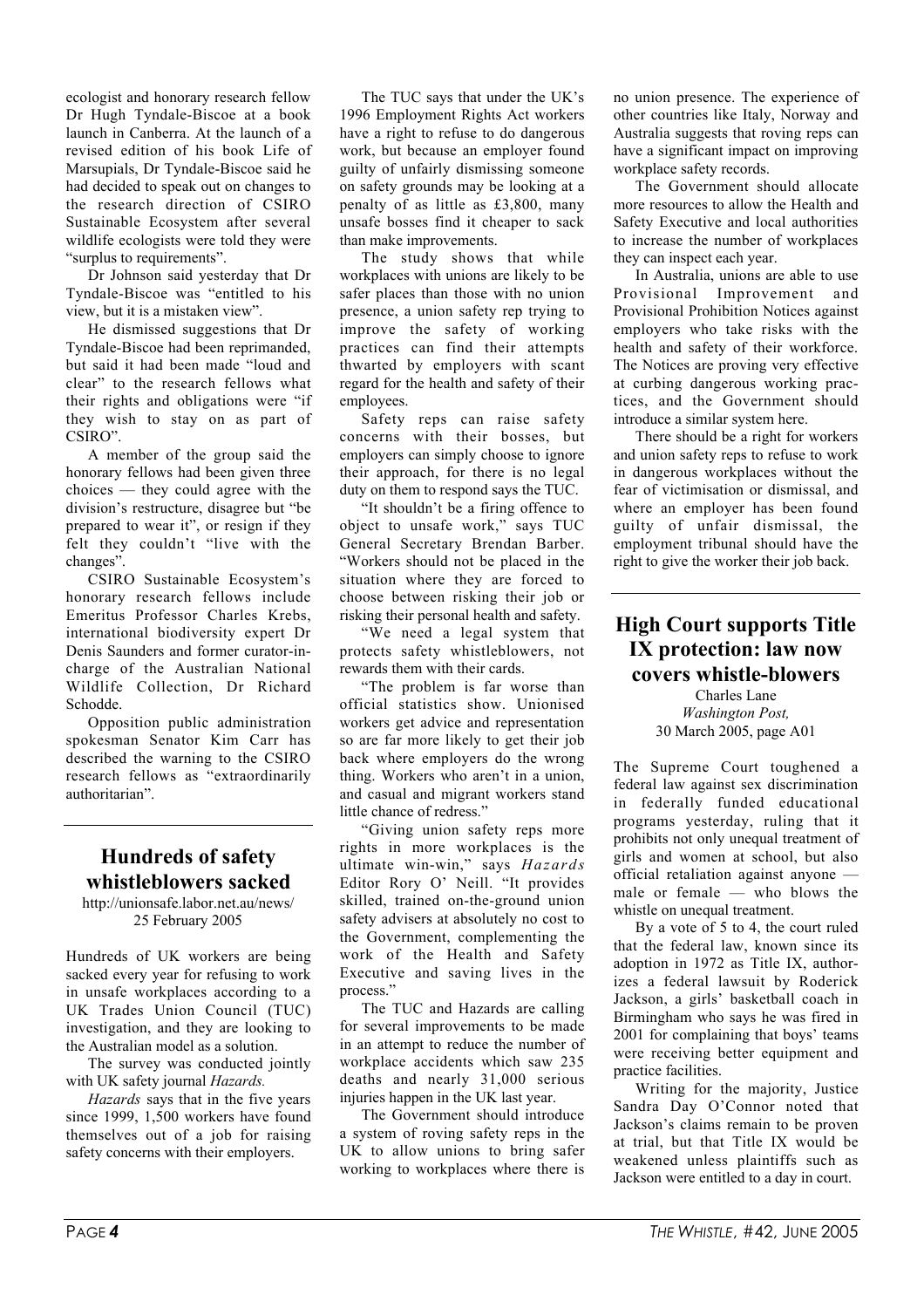ecologist and honorary research fellow Dr Hugh Tyndale-Biscoe at a book launch in Canberra. At the launch of a revised edition of his book Life of Marsupials, Dr Tyndale-Biscoe said he had decided to speak out on changes to the research direction of CSIRO Sustainable Ecosystem after several wildlife ecologists were told they were "surplus to requirements".

Dr Johnson said yesterday that Dr Tyndale-Biscoe was "entitled to his view, but it is a mistaken view".

He dismissed suggestions that Dr Tyndale-Biscoe had been reprimanded, but said it had been made "loud and clear" to the research fellows what their rights and obligations were "if they wish to stay on as part of CSIRO".

A member of the group said the honorary fellows had been given three choices — they could agree with the division's restructure, disagree but "be prepared to wear it", or resign if they felt they couldn't "live with the changes".

CSIRO Sustainable Ecosystem's honorary research fellows include Emeritus Professor Charles Krebs, international biodiversity expert Dr Denis Saunders and former curator-in-charge of the Australian National Wildlife Collection, Dr Richard Schodde.

Opposition public administration spokesman Senator Kim Carr has described the warning to the CSIRO research fellows as "extraordinarily authoritarian".

## Hundreds of safety whistleblowers sacked

http://unionsafe.labor.net.au/news/
25 February 2005

Hundreds of UK workers are being sacked every year for refusing to work in unsafe workplaces according to a UK Trades Union Council (TUC) investigation, and they are looking to the Australian model as a solution.

The survey was conducted jointly with UK safety journal *Hazards.*

*Hazards* says that in the five years since 1999, 1,500 workers have found themselves out of a job for raising safety concerns with their employers.

The TUC says that under the UK's 1996 Employment Rights Act workers have a right to refuse to do dangerous work, but because an employer found guilty of unfairly dismissing someone on safety grounds may be looking at a penalty of as little as £3,800, many unsafe bosses find it cheaper to sack than make improvements.

The study shows that while workplaces with unions are likely to be safer places than those with no union presence, a union safety rep trying to improve the safety of working practices can find their attempts thwarted by employers with scant regard for the health and safety of their employees.

Safety reps can raise safety concerns with their bosses, but employers can simply choose to ignore their approach, for there is no legal duty on them to respond says the TUC.

"It shouldn't be a firing offence to object to unsafe work," says TUC General Secretary Brendan Barber. "Workers should not be placed in the situation where they are forced to choose between risking their job or risking their personal health and safety.

"We need a legal system that protects safety whistleblowers, not rewards them with their cards.

"The problem is far worse than official statistics show. Unionised workers get advice and representation so are far more likely to get their job back where employers do the wrong thing. Workers who aren't in a union, and casual and migrant workers stand little chance of redress."

"Giving union safety reps more rights in more workplaces is the ultimate win-win," says *Hazards* Editor Rory O' Neill. "It provides skilled, trained on-the-ground union safety advisers at absolutely no cost to the Government, complementing the work of the Health and Safety Executive and saving lives in the process."

The TUC and Hazards are calling for several improvements to be made in an attempt to reduce the number of workplace accidents which saw 235 deaths and nearly 31,000 serious injuries happen in the UK last year.

The Government should introduce a system of roving safety reps in the UK to allow unions to bring safer working to workplaces where there is no union presence. The experience of other countries like Italy, Norway and Australia suggests that roving reps can have a significant impact on improving workplace safety records.

The Government should allocate more resources to allow the Health and Safety Executive and local authorities to increase the number of workplaces they can inspect each year.

In Australia, unions are able to use Provisional Improvement and Provisional Prohibition Notices against employers who take risks with the health and safety of their workforce. The Notices are proving very effective at curbing dangerous working practices, and the Government should introduce a similar system here.

There should be a right for workers and union safety reps to refuse to work in dangerous workplaces without the fear of victimisation or dismissal, and where an employer has been found guilty of unfair dismissal, the employment tribunal should have the right to give the worker their job back.

## High Court supports Title IX protection: law now covers whistle-blowers

Charles Lane
*Washington Post,*
30 March 2005, page A01

The Supreme Court toughened a federal law against sex discrimination in federally funded educational programs yesterday, ruling that it prohibits not only unequal treatment of girls and women at school, but also official retaliation against anyone — male or female — who blows the whistle on unequal treatment.

By a vote of 5 to 4, the court ruled that the federal law, known since its adoption in 1972 as Title IX, authorizes a federal lawsuit by Roderick Jackson, a girls' basketball coach in Birmingham who says he was fired in 2001 for complaining that boys' teams were receiving better equipment and practice facilities.

Writing for the majority, Justice Sandra Day O'Connor noted that Jackson's claims remain to be proven at trial, but that Title IX would be weakened unless plaintiffs such as Jackson were entitled to a day in court.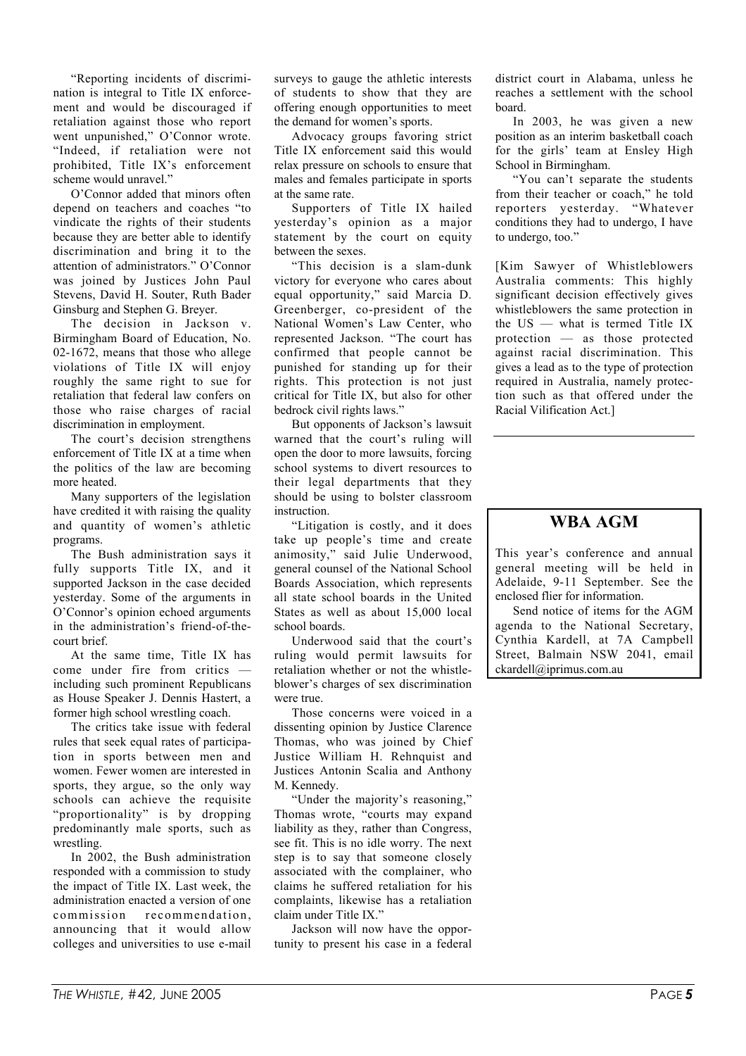"Reporting incidents of discrimination is integral to Title IX enforcement and would be discouraged if retaliation against those who report went unpunished," O'Connor wrote. "Indeed, if retaliation were not prohibited, Title IX's enforcement scheme would unravel."

O'Connor added that minors often depend on teachers and coaches "to vindicate the rights of their students because they are better able to identify discrimination and bring it to the attention of administrators." O'Connor was joined by Justices John Paul Stevens, David H. Souter, Ruth Bader Ginsburg and Stephen G. Breyer.

The decision in Jackson v. Birmingham Board of Education, No. 02-1672, means that those who allege violations of Title IX will enjoy roughly the same right to sue for retaliation that federal law confers on those who raise charges of racial discrimination in employment.

The court's decision strengthens enforcement of Title IX at a time when the politics of the law are becoming more heated.

Many supporters of the legislation have credited it with raising the quality and quantity of women's athletic programs.

The Bush administration says it fully supports Title IX, and it supported Jackson in the case decided yesterday. Some of the arguments in O'Connor's opinion echoed arguments in the administration's friend-of-the-court brief.

At the same time, Title IX has come under fire from critics — including such prominent Republicans as House Speaker J. Dennis Hastert, a former high school wrestling coach.

The critics take issue with federal rules that seek equal rates of participation in sports between men and women. Fewer women are interested in sports, they argue, so the only way schools can achieve the requisite "proportionality" is by dropping predominantly male sports, such as wrestling.

In 2002, the Bush administration responded with a commission to study the impact of Title IX. Last week, the administration enacted a version of one commission recommendation, announcing that it would allow colleges and universities to use e-mail surveys to gauge the athletic interests of students to show that they are offering enough opportunities to meet the demand for women's sports.

Advocacy groups favoring strict Title IX enforcement said this would relax pressure on schools to ensure that males and females participate in sports at the same rate.

Supporters of Title IX hailed yesterday's opinion as a major statement by the court on equity between the sexes.

"This decision is a slam-dunk victory for everyone who cares about equal opportunity," said Marcia D. Greenberger, co-president of the National Women's Law Center, who represented Jackson. "The court has confirmed that people cannot be punished for standing up for their rights. This protection is not just critical for Title IX, but also for other bedrock civil rights laws."

But opponents of Jackson's lawsuit warned that the court's ruling will open the door to more lawsuits, forcing school systems to divert resources to their legal departments that they should be using to bolster classroom instruction.

"Litigation is costly, and it does take up people's time and create animosity," said Julie Underwood, general counsel of the National School Boards Association, which represents all state school boards in the United States as well as about 15,000 local school boards.

Underwood said that the court's ruling would permit lawsuits for retaliation whether or not the whistleblower's charges of sex discrimination were true.

Those concerns were voiced in a dissenting opinion by Justice Clarence Thomas, who was joined by Chief Justice William H. Rehnquist and Justices Antonin Scalia and Anthony M. Kennedy.

"Under the majority's reasoning," Thomas wrote, "courts may expand liability as they, rather than Congress, see fit. This is no idle worry. The next step is to say that someone closely associated with the complainer, who claims he suffered retaliation for his complaints, likewise has a retaliation claim under Title IX."

Jackson will now have the opportunity to present his case in a federal district court in Alabama, unless he reaches a settlement with the school board.

In 2003, he was given a new position as an interim basketball coach for the girls' team at Ensley High School in Birmingham.

"You can't separate the students from their teacher or coach," he told reporters yesterday. "Whatever conditions they had to undergo, I have to undergo, too."

[Kim Sawyer of Whistleblowers Australia comments: This highly significant decision effectively gives whistleblowers the same protection in the US — what is termed Title IX protection — as those protected against racial discrimination. This gives a lead as to the type of protection required in Australia, namely protection such as that offered under the Racial Vilification Act.]

---

## WBA AGM

This year's conference and annual general meeting will be held in Adelaide, 9-11 September. See the enclosed flier for information.

Send notice of items for the AGM agenda to the National Secretary, Cynthia Kardell, at 7A Campbell Street, Balmain NSW 2041, email ckardell@iprimus.com.au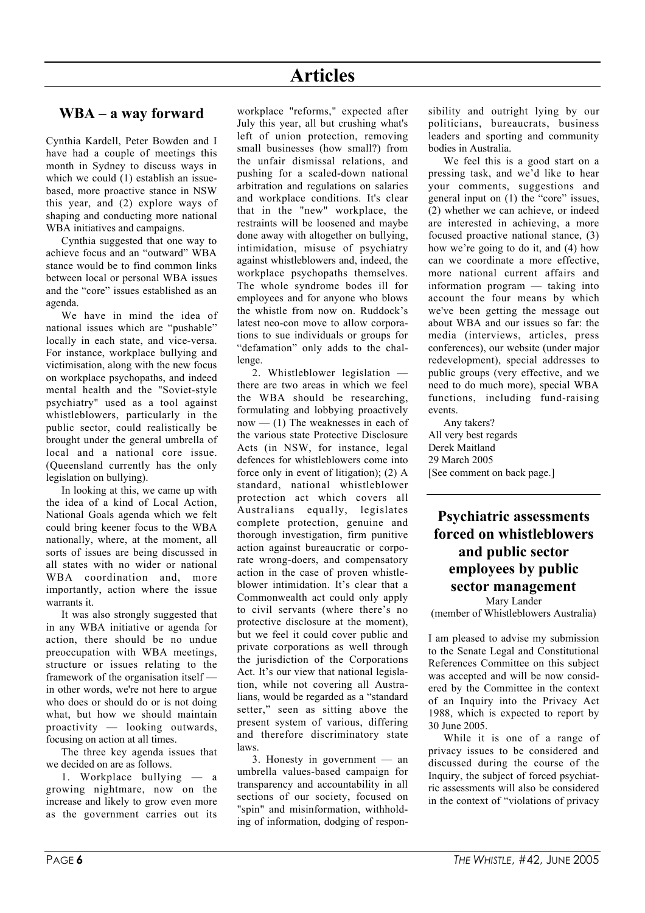# Articles

## WBA – a way forward

Cynthia Kardell, Peter Bowden and I have had a couple of meetings this month in Sydney to discuss ways in which we could (1) establish an issue-based, more proactive stance in NSW this year, and (2) explore ways of shaping and conducting more national WBA initiatives and campaigns.

Cynthia suggested that one way to achieve focus and an "outward" WBA stance would be to find common links between local or personal WBA issues and the "core" issues established as an agenda.

We have in mind the idea of national issues which are "pushable" locally in each state, and vice-versa. For instance, workplace bullying and victimisation, along with the new focus on workplace psychopaths, and indeed mental health and the "Soviet-style psychiatry" used as a tool against whistleblowers, particularly in the public sector, could realistically be brought under the general umbrella of local and a national core issue. (Queensland currently has the only legislation on bullying).

In looking at this, we came up with the idea of a kind of Local Action, National Goals agenda which we felt could bring keener focus to the WBA nationally, where, at the moment, all sorts of issues are being discussed in all states with no wider or national WBA coordination and, more importantly, action where the issue warrants it.

It was also strongly suggested that in any WBA initiative or agenda for action, there should be no undue preoccupation with WBA meetings, structure or issues relating to the framework of the organisation itself — in other words, we're not here to argue who does or should do or is not doing what, but how we should maintain proactivity — looking outwards, focusing on action at all times.

The three key agenda issues that we decided on are as follows.

1. Workplace bullying — a growing nightmare, now on the increase and likely to grow even more as the government carries out its workplace "reforms," expected after July this year, all but crushing what's left of union protection, removing small businesses (how small?) from the unfair dismissal relations, and pushing for a scaled-down national arbitration and regulations on salaries and workplace conditions. It's clear that in the "new" workplace, the restraints will be loosened and maybe done away with altogether on bullying, intimidation, misuse of psychiatry against whistleblowers and, indeed, the workplace psychopaths themselves. The whole syndrome bodes ill for employees and for anyone who blows the whistle from now on. Ruddock's latest neo-con move to allow corporations to sue individuals or groups for "defamation" only adds to the challenge.

2. Whistleblower legislation — there are two areas in which we feel the WBA should be researching, formulating and lobbying proactively now — (1) The weaknesses in each of the various state Protective Disclosure Acts (in NSW, for instance, legal defences for whistleblowers come into force only in event of litigation); (2) A standard, national whistleblower protection act which covers all Australians equally, legislates complete protection, genuine and thorough investigation, firm punitive action against bureaucratic or corporate wrong-doers, and compensatory action in the case of proven whistleblower intimidation. It's clear that a Commonwealth act could only apply to civil servants (where there's no protective disclosure at the moment), but we feel it could cover public and private corporations as well through the jurisdiction of the Corporations Act. It's our view that national legislation, while not covering all Australians, would be regarded as a "standard setter," seen as sitting above the present system of various, differing and therefore discriminatory state laws.

3. Honesty in government — an umbrella values-based campaign for transparency and accountability in all sections of our society, focused on "spin" and misinformation, withholding of information, dodging of responsibility and outright lying by our politicians, bureaucrats, business leaders and sporting and community bodies in Australia.

We feel this is a good start on a pressing task, and we'd like to hear your comments, suggestions and general input on (1) the "core" issues, (2) whether we can achieve, or indeed are interested in achieving, a more focused proactive national stance, (3) how we're going to do it, and (4) how can we coordinate a more effective, more national current affairs and information program — taking into account the four means by which we've been getting the message out about WBA and our issues so far: the media (interviews, articles, press conferences), our website (under major redevelopment), special addresses to public groups (very effective, and we need to do much more), special WBA functions, including fund-raising events.

Any takers?

All very best regards
Derek Maitland
29 March 2005
[See comment on back page.]

## Psychiatric assessments forced on whistleblowers and public sector employees by public sector management

Mary Lander
(member of Whistleblowers Australia)

I am pleased to advise my submission to the Senate Legal and Constitutional References Committee on this subject was accepted and will be now considered by the Committee in the context of an Inquiry into the Privacy Act 1988, which is expected to report by 30 June 2005.

While it is one of a range of privacy issues to be considered and discussed during the course of the Inquiry, the subject of forced psychiatric assessments will also be considered in the context of "violations of privacy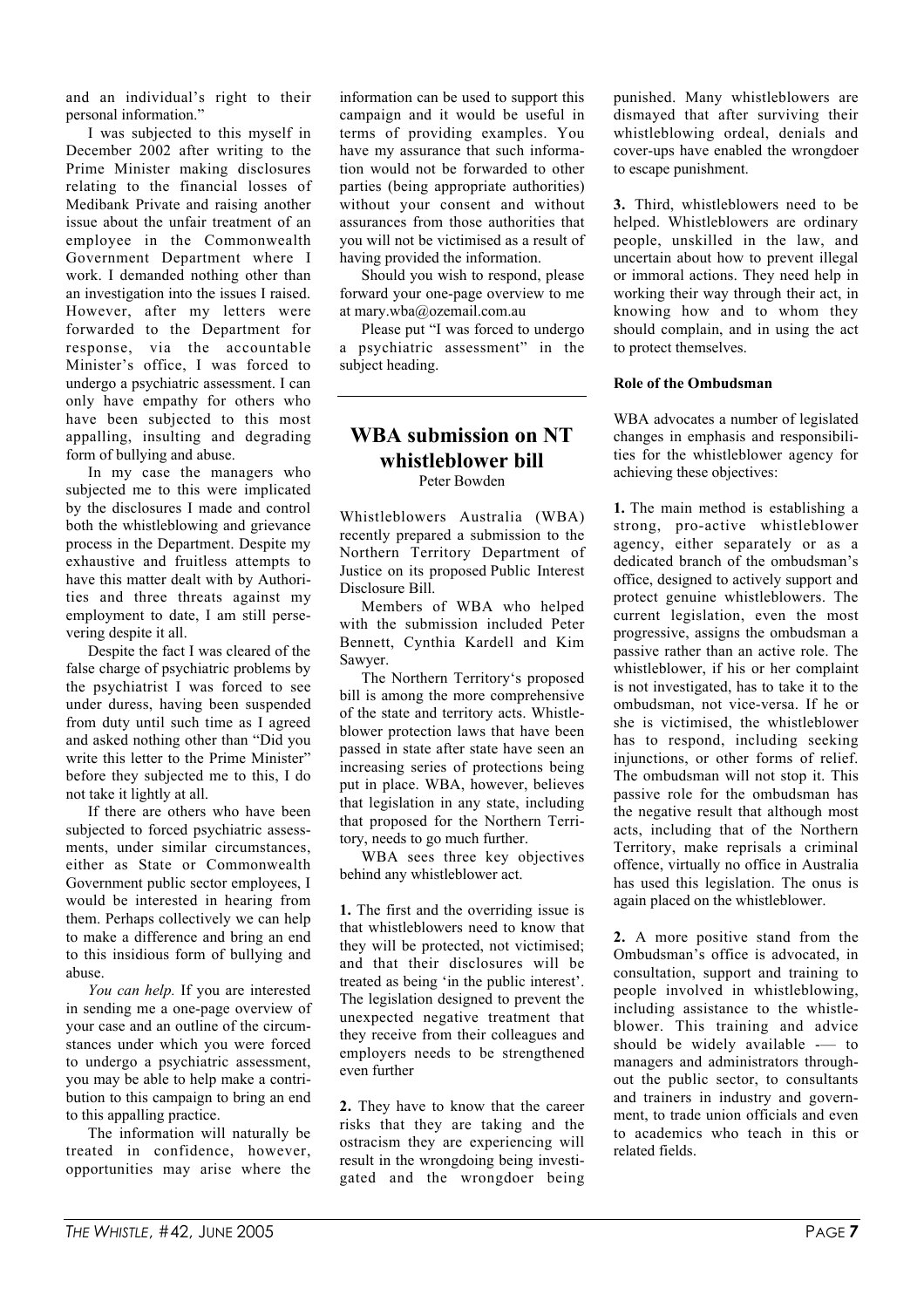and an individual's right to their personal information."

I was subjected to this myself in December 2002 after writing to the Prime Minister making disclosures relating to the financial losses of Medibank Private and raising another issue about the unfair treatment of an employee in the Commonwealth Government Department where I work. I demanded nothing other than an investigation into the issues I raised. However, after my letters were forwarded to the Department for response, via the accountable Minister's office, I was forced to undergo a psychiatric assessment. I can only have empathy for others who have been subjected to this most appalling, insulting and degrading form of bullying and abuse.

In my case the managers who subjected me to this were implicated by the disclosures I made and control both the whistleblowing and grievance process in the Department. Despite my exhaustive and fruitless attempts to have this matter dealt with by Authorities and three threats against my employment to date, I am still persevering despite it all.

Despite the fact I was cleared of the false charge of psychiatric problems by the psychiatrist I was forced to see under duress, having been suspended from duty until such time as I agreed and asked nothing other than "Did you write this letter to the Prime Minister" before they subjected me to this, I do not take it lightly at all.

If there are others who have been subjected to forced psychiatric assessments, under similar circumstances, either as State or Commonwealth Government public sector employees, I would be interested in hearing from them. Perhaps collectively we can help to make a difference and bring an end to this insidious form of bullying and abuse.

*You can help.* If you are interested in sending me a one-page overview of your case and an outline of the circumstances under which you were forced to undergo a psychiatric assessment, you may be able to help make a contribution to this campaign to bring an end to this appalling practice.

The information will naturally be treated in confidence, however, opportunities may arise where the information can be used to support this campaign and it would be useful in terms of providing examples. You have my assurance that such information would not be forwarded to other parties (being appropriate authorities) without your consent and without assurances from those authorities that you will not be victimised as a result of having provided the information.

Should you wish to respond, please forward your one-page overview to me at mary.wba@ozemail.com.au

Please put "I was forced to undergo a psychiatric assessment" in the subject heading.

---

## WBA submission on NT whistleblower bill

Peter Bowden

Whistleblowers Australia (WBA) recently prepared a submission to the Northern Territory Department of Justice on its proposed Public Interest Disclosure Bill.

Members of WBA who helped with the submission included Peter Bennett, Cynthia Kardell and Kim Sawyer.

The Northern Territory's proposed bill is among the more comprehensive of the state and territory acts. Whistleblower protection laws that have been passed in state after state have seen an increasing series of protections being put in place. WBA, however, believes that legislation in any state, including that proposed for the Northern Territory, needs to go much further.

WBA sees three key objectives behind any whistleblower act.

**1.** The first and the overriding issue is that whistleblowers need to know that they will be protected, not victimised; and that their disclosures will be treated as being 'in the public interest'. The legislation designed to prevent the unexpected negative treatment that they receive from their colleagues and employers needs to be strengthened even further

**2.** They have to know that the career risks that they are taking and the ostracism they are experiencing will result in the wrongdoing being investigated and the wrongdoer being punished. Many whistleblowers are dismayed that after surviving their whistleblowing ordeal, denials and cover-ups have enabled the wrongdoer to escape punishment.

**3.** Third, whistleblowers need to be helped. Whistleblowers are ordinary people, unskilled in the law, and uncertain about how to prevent illegal or immoral actions. They need help in working their way through their act, in knowing how and to whom they should complain, and in using the act to protect themselves.

**Role of the Ombudsman**

WBA advocates a number of legislated changes in emphasis and responsibilities for the whistleblower agency for achieving these objectives:

**1.** The main method is establishing a strong, pro-active whistleblower agency, either separately or as a dedicated branch of the ombudsman's office, designed to actively support and protect genuine whistleblowers. The current legislation, even the most progressive, assigns the ombudsman a passive rather than an active role. The whistleblower, if his or her complaint is not investigated, has to take it to the ombudsman, not vice-versa. If he or she is victimised, the whistleblower has to respond, including seeking injunctions, or other forms of relief. The ombudsman will not stop it. This passive role for the ombudsman has the negative result that although most acts, including that of the Northern Territory, make reprisals a criminal offence, virtually no office in Australia has used this legislation. The onus is again placed on the whistleblower.

**2.** A more positive stand from the Ombudsman's office is advocated, in consultation, support and training to people involved in whistleblowing, including assistance to the whistleblower. This training and advice should be widely available -— to managers and administrators throughout the public sector, to consultants and trainers in industry and government, to trade union officials and even to academics who teach in this or related fields.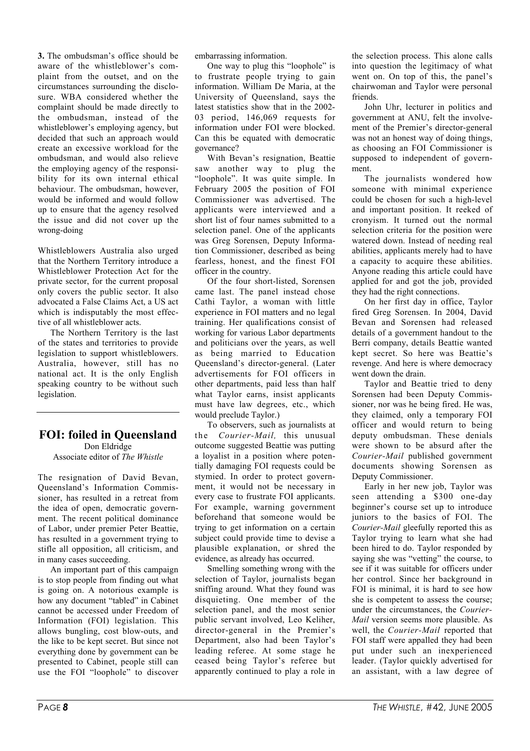**3.** The ombudsman's office should be aware of the whistleblower's complaint from the outset, and on the circumstances surrounding the disclosure. WBA considered whether the complaint should be made directly to the ombudsman, instead of the whistleblower's employing agency, but decided that such an approach would create an excessive workload for the ombudsman, and would also relieve the employing agency of the responsibility for its own internal ethical behaviour. The ombudsman, however, would be informed and would follow up to ensure that the agency resolved the issue and did not cover up the wrong-doing

Whistleblowers Australia also urged that the Northern Territory introduce a Whistleblower Protection Act for the private sector, for the current proposal only covers the public sector. It also advocated a False Claims Act, a US act which is indisputably the most effective of all whistleblower acts.

The Northern Territory is the last of the states and territories to provide legislation to support whistleblowers. Australia, however, still has no national act. It is the only English speaking country to be without such legislation.

## FOI: foiled in Queensland

Don Eldridge
Associate editor of *The Whistle*

The resignation of David Bevan, Queensland's Information Commissioner, has resulted in a retreat from the idea of open, democratic government. The recent political dominance of Labor, under premier Peter Beattie, has resulted in a government trying to stifle all opposition, all criticism, and in many cases succeeding.

An important part of this campaign is to stop people from finding out what is going on. A notorious example is how any document "tabled" in Cabinet cannot be accessed under Freedom of Information (FOI) legislation. This allows bungling, cost blow-outs, and the like to be kept secret. But since not everything done by government can be presented to Cabinet, people still can use the FOI "loophole" to discover embarrassing information.

One way to plug this "loophole" is to frustrate people trying to gain information. William De Maria, at the University of Queensland, says the latest statistics show that in the 2002-03 period, 146,069 requests for information under FOI were blocked. Can this be equated with democratic governance?

With Bevan's resignation, Beattie saw another way to plug the "loophole". It was quite simple. In February 2005 the position of FOI Commissioner was advertised. The applicants were interviewed and a short list of four names submitted to a selection panel. One of the applicants was Greg Sorensen, Deputy Information Commissioner, described as being fearless, honest, and the finest FOI officer in the country.

Of the four short-listed, Sorensen came last. The panel instead chose Cathi Taylor, a woman with little experience in FOI matters and no legal training. Her qualifications consist of working for various Labor departments and politicians over the years, as well as being married to Education Queensland's director-general. (Later advertisements for FOI officers in other departments, paid less than half what Taylor earns, insist applicants must have law degrees, etc., which would preclude Taylor.)

To observers, such as journalists at the *Courier-Mail,* this unusual outcome suggested Beattie was putting a loyalist in a position where potentially damaging FOI requests could be stymied. In order to protect government, it would not be necessary in every case to frustrate FOI applicants. For example, warning government beforehand that someone would be trying to get information on a certain subject could provide time to devise a plausible explanation, or shred the evidence, as already has occurred.

Smelling something wrong with the selection of Taylor, journalists began sniffing around. What they found was disquieting. One member of the selection panel, and the most senior public servant involved, Leo Keliher, director-general in the Premier's Department, also had been Taylor's leading referee. At some stage he ceased being Taylor's referee but apparently continued to play a role in the selection process. This alone calls into question the legitimacy of what went on. On top of this, the panel's chairwoman and Taylor were personal friends.

John Uhr, lecturer in politics and government at ANU, felt the involvement of the Premier's director-general was not an honest way of doing things, as choosing an FOI Commissioner is supposed to independent of government.

The journalists wondered how someone with minimal experience could be chosen for such a high-level and important position. It reeked of cronyism. It turned out the normal selection criteria for the position were watered down. Instead of needing real abilities, applicants merely had to have a capacity to acquire these abilities. Anyone reading this article could have applied for and got the job, provided they had the right connections.

On her first day in office, Taylor fired Greg Sorensen. In 2004, David Bevan and Sorensen had released details of a government handout to the Berri company, details Beattie wanted kept secret. So here was Beattie's revenge. And here is where democracy went down the drain.

Taylor and Beattie tried to deny Sorensen had been Deputy Commissioner, nor was he being fired. He was, they claimed, only a temporary FOI officer and would return to being deputy ombudsman. These denials were shown to be absurd after the *Courier-Mail* published government documents showing Sorensen as Deputy Commissioner.

Early in her new job, Taylor was seen attending a $300 one-day beginner's course set up to introduce juniors to the basics of FOI. The *Courier-Mail* gleefully reported this as Taylor trying to learn what she had been hired to do. Taylor responded by saying she was "vetting" the course, to see if it was suitable for officers under her control. Since her background in FOI is minimal, it is hard to see how she is competent to assess the course; under the circumstances, the *Courier-Mail* version seems more plausible. As well, the *Courier-Mail* reported that FOI staff were appalled they had been put under such an inexperienced leader. (Taylor quickly advertised for an assistant, with a law degree of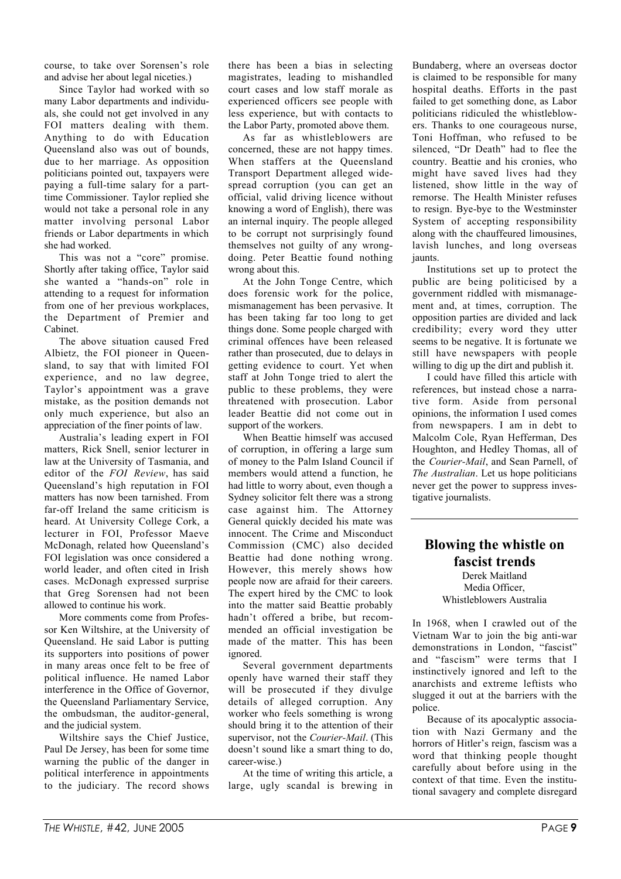course, to take over Sorensen's role and advise her about legal niceties.)

Since Taylor had worked with so many Labor departments and individuals, she could not get involved in any FOI matters dealing with them. Anything to do with Education Queensland also was out of bounds, due to her marriage. As opposition politicians pointed out, taxpayers were paying a full-time salary for a part-time Commissioner. Taylor replied she would not take a personal role in any matter involving personal Labor friends or Labor departments in which she had worked.

This was not a "core" promise. Shortly after taking office, Taylor said she wanted a "hands-on" role in attending to a request for information from one of her previous workplaces, the Department of Premier and Cabinet.

The above situation caused Fred Albietz, the FOI pioneer in Queensland, to say that with limited FOI experience, and no law degree, Taylor's appointment was a grave mistake, as the position demands not only much experience, but also an appreciation of the finer points of law.

Australia's leading expert in FOI matters, Rick Snell, senior lecturer in law at the University of Tasmania, and editor of the *FOI Review*, has said Queensland's high reputation in FOI matters has now been tarnished. From far-off Ireland the same criticism is heard. At University College Cork, a lecturer in FOI, Professor Maeve McDonagh, related how Queensland's FOI legislation was once considered a world leader, and often cited in Irish cases. McDonagh expressed surprise that Greg Sorensen had not been allowed to continue his work.

More comments come from Professor Ken Wiltshire, at the University of Queensland. He said Labor is putting its supporters into positions of power in many areas once felt to be free of political influence. He named Labor interference in the Office of Governor, the Queensland Parliamentary Service, the ombudsman, the auditor-general, and the judicial system.

Wiltshire says the Chief Justice, Paul De Jersey, has been for some time warning the public of the danger in political interference in appointments to the judiciary. The record shows there has been a bias in selecting magistrates, leading to mishandled court cases and low staff morale as experienced officers see people with less experience, but with contacts to the Labor Party, promoted above them.

As far as whistleblowers are concerned, these are not happy times. When staffers at the Queensland Transport Department alleged widespread corruption (you can get an official, valid driving licence without knowing a word of English), there was an internal inquiry. The people alleged to be corrupt not surprisingly found themselves not guilty of any wrongdoing. Peter Beattie found nothing wrong about this.

At the John Tonge Centre, which does forensic work for the police, mismanagement has been pervasive. It has been taking far too long to get things done. Some people charged with criminal offences have been released rather than prosecuted, due to delays in getting evidence to court. Yet when staff at John Tonge tried to alert the public to these problems, they were threatened with prosecution. Labor leader Beattie did not come out in support of the workers.

When Beattie himself was accused of corruption, in offering a large sum of money to the Palm Island Council if members would attend a function, he had little to worry about, even though a Sydney solicitor felt there was a strong case against him. The Attorney General quickly decided his mate was innocent. The Crime and Misconduct Commission (CMC) also decided Beattie had done nothing wrong. However, this merely shows how people now are afraid for their careers. The expert hired by the CMC to look into the matter said Beattie probably hadn't offered a bribe, but recommended an official investigation be made of the matter. This has been ignored.

Several government departments openly have warned their staff they will be prosecuted if they divulge details of alleged corruption. Any worker who feels something is wrong should bring it to the attention of their supervisor, not the *Courier-Mail*. (This doesn't sound like a smart thing to do, career-wise.)

At the time of writing this article, a large, ugly scandal is brewing in Bundaberg, where an overseas doctor is claimed to be responsible for many hospital deaths. Efforts in the past failed to get something done, as Labor politicians ridiculed the whistleblowers. Thanks to one courageous nurse, Toni Hoffman, who refused to be silenced, "Dr Death" had to flee the country. Beattie and his cronies, who might have saved lives had they listened, show little in the way of remorse. The Health Minister refuses to resign. Bye-bye to the Westminster System of accepting responsibility along with the chauffeured limousines, lavish lunches, and long overseas jaunts.

Institutions set up to protect the public are being politicised by a government riddled with mismanagement and, at times, corruption. The opposition parties are divided and lack credibility; every word they utter seems to be negative. It is fortunate we still have newspapers with people willing to dig up the dirt and publish it.

I could have filled this article with references, but instead chose a narrative form. Aside from personal opinions, the information I used comes from newspapers. I am in debt to Malcolm Cole, Ryan Hefferman, Des Houghton, and Hedley Thomas, all of the *Courier-Mail*, and Sean Parnell, of *The Australian*. Let us hope politicians never get the power to suppress investigative journalists.

---

## Blowing the whistle on fascist trends

Derek Maitland
Media Officer,
Whistleblowers Australia

In 1968, when I crawled out of the Vietnam War to join the big anti-war demonstrations in London, "fascist" and "fascism" were terms that I instinctively ignored and left to the anarchists and extreme leftists who slugged it out at the barriers with the police.

Because of its apocalyptic association with Nazi Germany and the horrors of Hitler's reign, fascism was a word that thinking people thought carefully about before using in the context of that time. Even the institutional savagery and complete disregard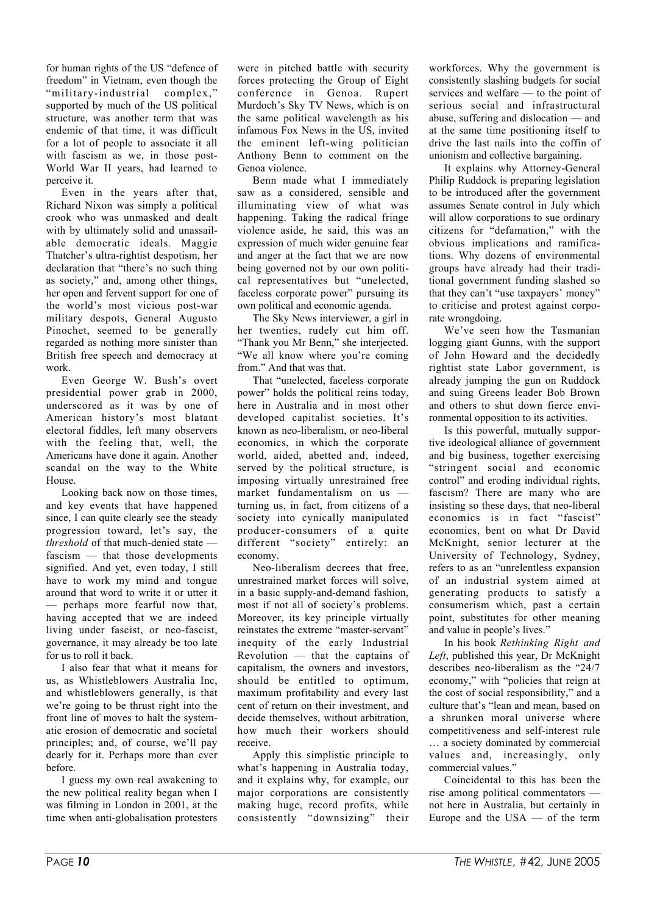for human rights of the US "defence of freedom" in Vietnam, even though the "military-industrial complex," supported by much of the US political structure, was another term that was endemic of that time, it was difficult for a lot of people to associate it all with fascism as we, in those post-World War II years, had learned to perceive it.

Even in the years after that, Richard Nixon was simply a political crook who was unmasked and dealt with by ultimately solid and unassailable democratic ideals. Maggie Thatcher's ultra-rightist despotism, her declaration that "there's no such thing as society," and, among other things, her open and fervent support for one of the world's most vicious post-war military despots, General Augusto Pinochet, seemed to be generally regarded as nothing more sinister than British free speech and democracy at work.

Even George W. Bush's overt presidential power grab in 2000, underscored as it was by one of American history's most blatant electoral fiddles, left many observers with the feeling that, well, the Americans have done it again. Another scandal on the way to the White House.

Looking back now on those times, and key events that have happened since, I can quite clearly see the steady progression toward, let's say, the *threshold* of that much-denied state — fascism — that those developments signified. And yet, even today, I still have to work my mind and tongue around that word to write it or utter it — perhaps more fearful now that, having accepted that we are indeed living under fascist, or neo-fascist, governance, it may already be too late for us to roll it back.

I also fear that what it means for us, as Whistleblowers Australia Inc, and whistleblowers generally, is that we're going to be thrust right into the front line of moves to halt the systematic erosion of democratic and societal principles; and, of course, we'll pay dearly for it. Perhaps more than ever before.

I guess my own real awakening to the new political reality began when I was filming in London in 2001, at the time when anti-globalisation protesters were in pitched battle with security forces protecting the Group of Eight conference in Genoa. Rupert Murdoch's Sky TV News, which is on the same political wavelength as his infamous Fox News in the US, invited the eminent left-wing politician Anthony Benn to comment on the Genoa violence.

Benn made what I immediately saw as a considered, sensible and illuminating view of what was happening. Taking the radical fringe violence aside, he said, this was an expression of much wider genuine fear and anger at the fact that we are now being governed not by our own political representatives but "unelected, faceless corporate power" pursuing its own political and economic agenda.

The Sky News interviewer, a girl in her twenties, rudely cut him off. "Thank you Mr Benn," she interjected. "We all know where you're coming from." And that was that.

That "unelected, faceless corporate power" holds the political reins today, here in Australia and in most other developed capitalist societies. It's known as neo-liberalism, or neo-liberal economics, in which the corporate world, aided, abetted and, indeed, served by the political structure, is imposing virtually unrestrained free market fundamentalism on us — turning us, in fact, from citizens of a society into cynically manipulated producer-consumers of a quite different "society" entirely: an economy.

Neo-liberalism decrees that free, unrestrained market forces will solve, in a basic supply-and-demand fashion, most if not all of society's problems. Moreover, its key principle virtually reinstates the extreme "master-servant" inequity of the early Industrial Revolution — that the captains of capitalism, the owners and investors, should be entitled to optimum, maximum profitability and every last cent of return on their investment, and decide themselves, without arbitration, how much their workers should receive.

Apply this simplistic principle to what's happening in Australia today, and it explains why, for example, our major corporations are consistently making huge, record profits, while consistently "downsizing" their workforces. Why the government is consistently slashing budgets for social services and welfare — to the point of serious social and infrastructural abuse, suffering and dislocation — and at the same time positioning itself to drive the last nails into the coffin of unionism and collective bargaining.

It explains why Attorney-General Philip Ruddock is preparing legislation to be introduced after the government assumes Senate control in July which will allow corporations to sue ordinary citizens for "defamation," with the obvious implications and ramifications. Why dozens of environmental groups have already had their traditional government funding slashed so that they can't "use taxpayers' money" to criticise and protest against corporate wrongdoing.

We've seen how the Tasmanian logging giant Gunns, with the support of John Howard and the decidedly rightist state Labor government, is already jumping the gun on Ruddock and suing Greens leader Bob Brown and others to shut down fierce environmental opposition to its activities.

Is this powerful, mutually supportive ideological alliance of government and big business, together exercising "stringent social and economic control" and eroding individual rights, fascism? There are many who are insisting so these days, that neo-liberal economics is in fact "fascist" economics, bent on what Dr David McKnight, senior lecturer at the University of Technology, Sydney, refers to as an "unrelentless expansion of an industrial system aimed at generating products to satisfy a consumerism which, past a certain point, substitutes for other meaning and value in people's lives."

In his book *Rethinking Right and Left*, published this year, Dr McKnight describes neo-liberalism as the "24/7 economy," with "policies that reign at the cost of social responsibility," and a culture that's "lean and mean, based on a shrunken moral universe where competitiveness and self-interest rule … a society dominated by commercial values and, increasingly, only commercial values."

Coincidental to this has been the rise among political commentators — not here in Australia, but certainly in Europe and the USA — of the term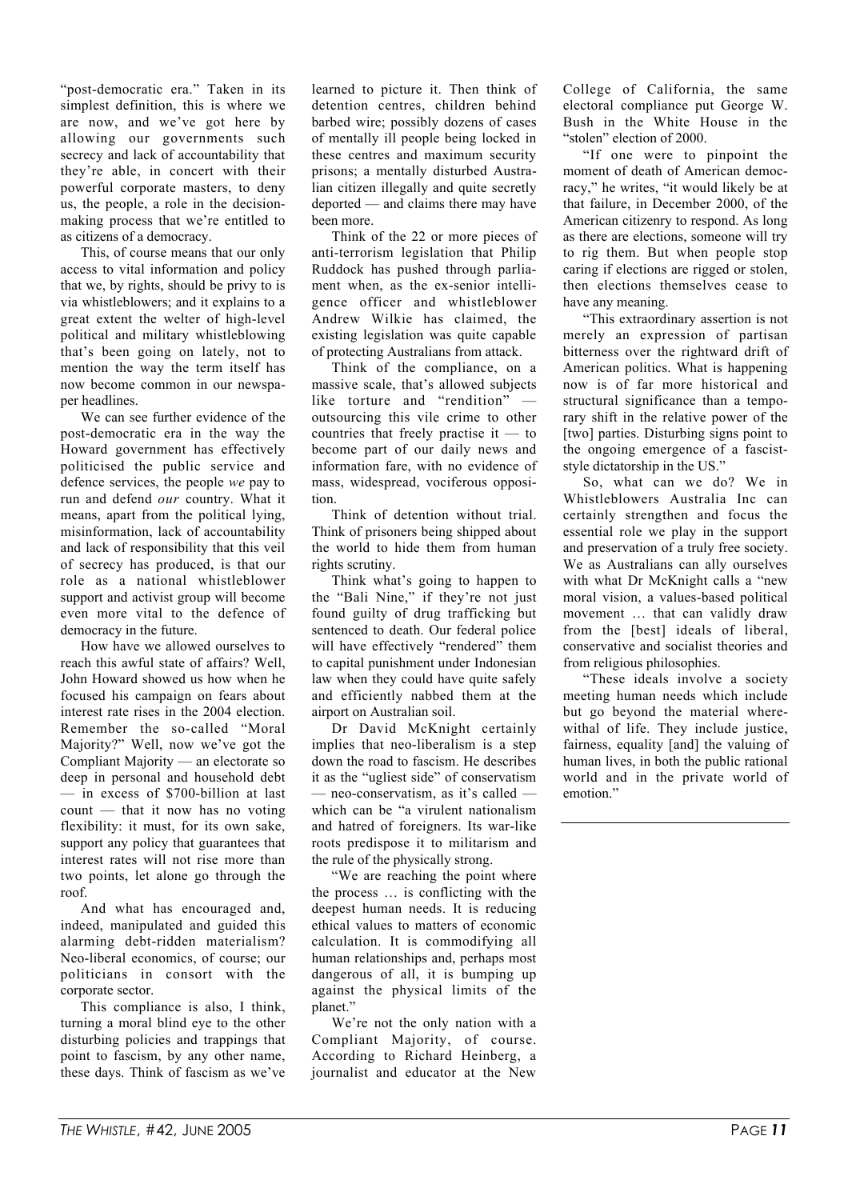"post-democratic era." Taken in its simplest definition, this is where we are now, and we've got here by allowing our governments such secrecy and lack of accountability that they're able, in concert with their powerful corporate masters, to deny us, the people, a role in the decision-making process that we're entitled to as citizens of a democracy.

This, of course means that our only access to vital information and policy that we, by rights, should be privy to is via whistleblowers; and it explains to a great extent the welter of high-level political and military whistleblowing that's been going on lately, not to mention the way the term itself has now become common in our newspaper headlines.

We can see further evidence of the post-democratic era in the way the Howard government has effectively politicised the public service and defence services, the people *we* pay to run and defend *our* country. What it means, apart from the political lying, misinformation, lack of accountability and lack of responsibility that this veil of secrecy has produced, is that our role as a national whistleblower support and activist group will become even more vital to the defence of democracy in the future.

How have we allowed ourselves to reach this awful state of affairs? Well, John Howard showed us how when he focused his campaign on fears about interest rate rises in the 2004 election. Remember the so-called "Moral Majority?" Well, now we've got the Compliant Majority — an electorate so deep in personal and household debt — in excess of $700-billion at last count — that it now has no voting flexibility: it must, for its own sake, support any policy that guarantees that interest rates will not rise more than two points, let alone go through the roof.

And what has encouraged and, indeed, manipulated and guided this alarming debt-ridden materialism? Neo-liberal economics, of course; our politicians in consort with the corporate sector.

This compliance is also, I think, turning a moral blind eye to the other disturbing policies and trappings that point to fascism, by any other name, these days. Think of fascism as we've learned to picture it. Then think of detention centres, children behind barbed wire; possibly dozens of cases of mentally ill people being locked in these centres and maximum security prisons; a mentally disturbed Australian citizen illegally and quite secretly deported — and claims there may have been more.

Think of the 22 or more pieces of anti-terrorism legislation that Philip Ruddock has pushed through parliament when, as the ex-senior intelligence officer and whistleblower Andrew Wilkie has claimed, the existing legislation was quite capable of protecting Australians from attack.

Think of the compliance, on a massive scale, that's allowed subjects like torture and "rendition" — outsourcing this vile crime to other countries that freely practise it — to become part of our daily news and information fare, with no evidence of mass, widespread, vociferous opposition.

Think of detention without trial. Think of prisoners being shipped about the world to hide them from human rights scrutiny.

Think what's going to happen to the "Bali Nine," if they're not just found guilty of drug trafficking but sentenced to death. Our federal police will have effectively "rendered" them to capital punishment under Indonesian law when they could have quite safely and efficiently nabbed them at the airport on Australian soil.

Dr David McKnight certainly implies that neo-liberalism is a step down the road to fascism. He describes it as the "ugliest side" of conservatism — neo-conservatism, as it's called — which can be "a virulent nationalism and hatred of foreigners. Its war-like roots predispose it to militarism and the rule of the physically strong.

"We are reaching the point where the process … is conflicting with the deepest human needs. It is reducing ethical values to matters of economic calculation. It is commodifying all human relationships and, perhaps most dangerous of all, it is bumping up against the physical limits of the planet."

We're not the only nation with a Compliant Majority, of course. According to Richard Heinberg, a journalist and educator at the New College of California, the same electoral compliance put George W. Bush in the White House in the "stolen" election of 2000.

"If one were to pinpoint the moment of death of American democracy," he writes, "it would likely be at that failure, in December 2000, of the American citizenry to respond. As long as there are elections, someone will try to rig them. But when people stop caring if elections are rigged or stolen, then elections themselves cease to have any meaning.

"This extraordinary assertion is not merely an expression of partisan bitterness over the rightward drift of American politics. What is happening now is of far more historical and structural significance than a temporary shift in the relative power of the [two] parties. Disturbing signs point to the ongoing emergence of a fascist-style dictatorship in the US."

So, what can we do? We in Whistleblowers Australia Inc can certainly strengthen and focus the essential role we play in the support and preservation of a truly free society. We as Australians can ally ourselves with what Dr McKnight calls a "new moral vision, a values-based political movement … that can validly draw from the [best] ideals of liberal, conservative and socialist theories and from religious philosophies.

"These ideals involve a society meeting human needs which include but go beyond the material wherewithal of life. They include justice, fairness, equality [and] the valuing of human lives, in both the public rational world and in the private world of emotion."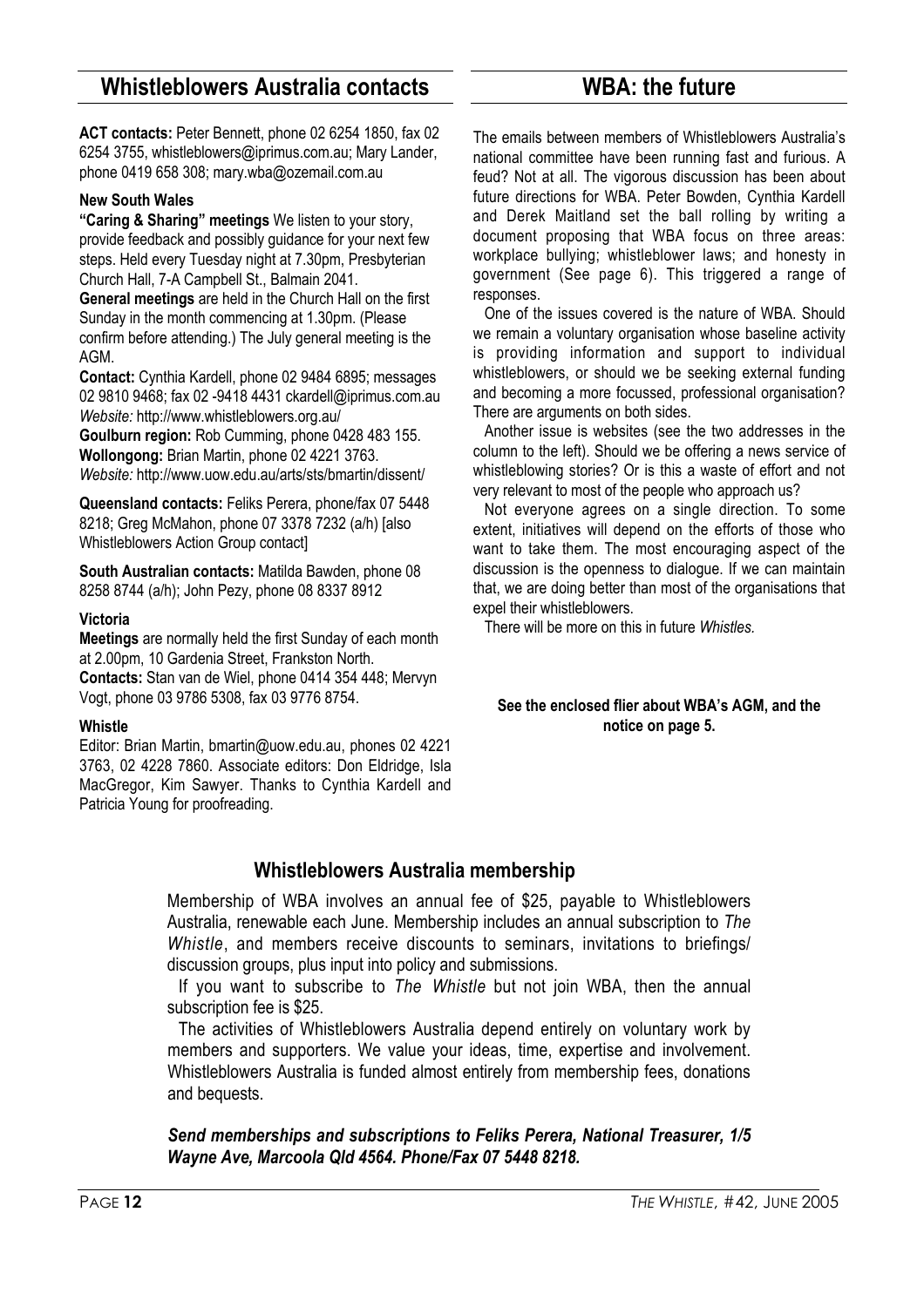## Whistleblowers Australia contacts

**ACT contacts:** Peter Bennett, phone 02 6254 1850, fax 02 6254 3755, whistleblowers@iprimus.com.au; Mary Lander, phone 0419 658 308; mary.wba@ozemail.com.au

**New South Wales**

**"Caring & Sharing" meetings** We listen to your story, provide feedback and possibly guidance for your next few steps. Held every Tuesday night at 7.30pm, Presbyterian Church Hall, 7-A Campbell St., Balmain 2041.

**General meetings** are held in the Church Hall on the first Sunday in the month commencing at 1.30pm. (Please confirm before attending.) The July general meeting is the AGM.

**Contact:** Cynthia Kardell, phone 02 9484 6895; messages 02 9810 9468; fax 02 -9418 4431 ckardell@iprimus.com.au
*Website:* http://www.whistleblowers.org.au/

**Goulburn region:** Rob Cumming, phone 0428 483 155.
**Wollongong:** Brian Martin, phone 02 4221 3763.
*Website:* http://www.uow.edu.au/arts/sts/bmartin/dissent/

**Queensland contacts:** Feliks Perera, phone/fax 07 5448 8218; Greg McMahon, phone 07 3378 7232 (a/h) [also Whistleblowers Action Group contact]

**South Australian contacts:** Matilda Bawden, phone 08 8258 8744 (a/h); John Pezy, phone 08 8337 8912

**Victoria**

**Meetings** are normally held the first Sunday of each month at 2.00pm, 10 Gardenia Street, Frankston North.
**Contacts:** Stan van de Wiel, phone 0414 354 448; Mervyn Vogt, phone 03 9786 5308, fax 03 9776 8754.

**Whistle**

Editor: Brian Martin, bmartin@uow.edu.au, phones 02 4221 3763, 02 4228 7860. Associate editors: Don Eldridge, Isla MacGregor, Kim Sawyer. Thanks to Cynthia Kardell and Patricia Young for proofreading.

## WBA: the future

The emails between members of Whistleblowers Australia's national committee have been running fast and furious. A feud? Not at all. The vigorous discussion has been about future directions for WBA. Peter Bowden, Cynthia Kardell and Derek Maitland set the ball rolling by writing a document proposing that WBA focus on three areas: workplace bullying; whistleblower laws; and honesty in government (See page 6). This triggered a range of responses.

One of the issues covered is the nature of WBA. Should we remain a voluntary organisation whose baseline activity is providing information and support to individual whistleblowers, or should we be seeking external funding and becoming a more focussed, professional organisation? There are arguments on both sides.

Another issue is websites (see the two addresses in the column to the left). Should we be offering a news service of whistleblowing stories? Or is this a waste of effort and not very relevant to most of the people who approach us?

Not everyone agrees on a single direction. To some extent, initiatives will depend on the efforts of those who want to take them. The most encouraging aspect of the discussion is the openness to dialogue. If we can maintain that, we are doing better than most of the organisations that expel their whistleblowers.

There will be more on this in future *Whistles.*

**See the enclosed flier about WBA's AGM, and the notice on page 5.**

## Whistleblowers Australia membership

Membership of WBA involves an annual fee of $25, payable to Whistleblowers Australia, renewable each June. Membership includes an annual subscription to *The Whistle*, and members receive discounts to seminars, invitations to briefings/ discussion groups, plus input into policy and submissions.

If you want to subscribe to *The Whistle* but not join WBA, then the annual subscription fee is $25.

The activities of Whistleblowers Australia depend entirely on voluntary work by members and supporters. We value your ideas, time, expertise and involvement. Whistleblowers Australia is funded almost entirely from membership fees, donations and bequests.

***Send memberships and subscriptions to Feliks Perera, National Treasurer, 1/5 Wayne Ave, Marcoola Qld 4564. Phone/Fax 07 5448 8218.***